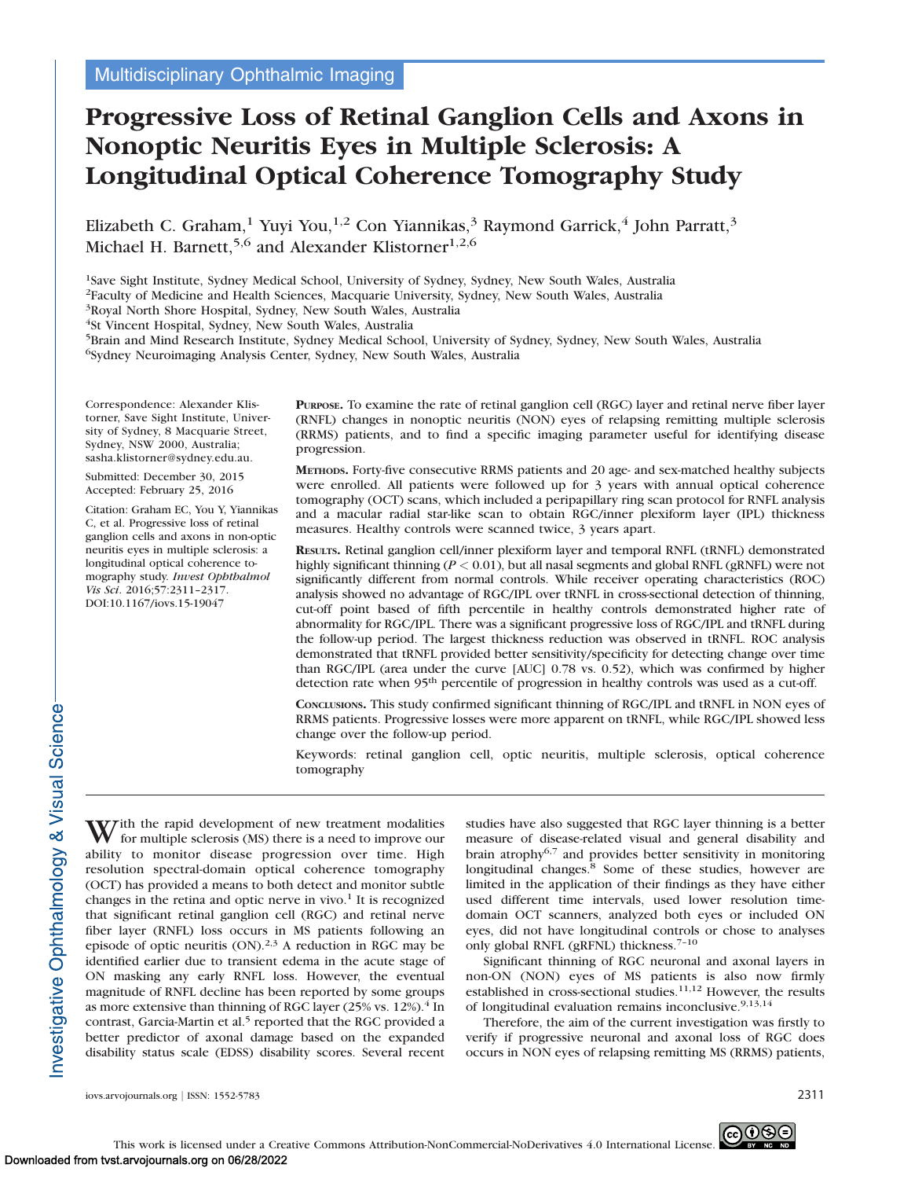Multidisciplinary Ophthalmic Imaging

# Progressive Loss of Retinal Ganglion Cells and Axons in Nonoptic Neuritis Eyes in Multiple Sclerosis: A Longitudinal Optical Coherence Tomography Study

Elizabeth C. Graham,[1] Yuyi You,[1,2] Con Yiannikas,[3] Raymond Garrick,[4] John Parratt,[3] Michael H. Barnett,[5,6] and Alexander Klistorner[1,2,6]

[1]Save Sight Institute, Sydney Medical School, University of Sydney, Sydney, New South Wales, Australia
[2]Faculty of Medicine and Health Sciences, Macquarie University, Sydney, New South Wales, Australia
[3]Royal North Shore Hospital, Sydney, New South Wales, Australia
[4]St Vincent Hospital, Sydney, New South Wales, Australia
[5]Brain and Mind Research Institute, Sydney Medical School, University of Sydney, Sydney, New South Wales, Australia
[6]Sydney Neuroimaging Analysis Center, Sydney, New South Wales, Australia

Correspondence: Alexander Klistorner, Save Sight Institute, University of Sydney, 8 Macquarie Street, Sydney, NSW 2000, Australia; sasha.klistorner@sydney.edu.au.

Submitted: December 30, 2015
Accepted: February 25, 2016

Citation: Graham EC, You Y, Yiannikas C, et al. Progressive loss of retinal ganglion cells and axons in non-optic neuritis eyes in multiple sclerosis: a longitudinal optical coherence tomography study. *Invest Ophthalmol Vis Sci*. 2016;57:2311–2317. DOI:10.1167/iovs.15-19047

**Purpose.** To examine the rate of retinal ganglion cell (RGC) layer and retinal nerve fiber layer (RNFL) changes in nonoptic neuritis (NON) eyes of relapsing remitting multiple sclerosis (RRMS) patients, and to find a specific imaging parameter useful for identifying disease progression.

**Methods.** Forty-five consecutive RRMS patients and 20 age- and sex-matched healthy subjects were enrolled. All patients were followed up for 3 years with annual optical coherence tomography (OCT) scans, which included a peripapillary ring scan protocol for RNFL analysis and a macular radial star-like scan to obtain RGC/inner plexiform layer (IPL) thickness measures. Healthy controls were scanned twice, 3 years apart.

**Results.** Retinal ganglion cell/inner plexiform layer and temporal RNFL (tRNFL) demonstrated highly significant thinning ($P < 0.01$), but all nasal segments and global RNFL (gRFNL) were not significantly different from normal controls. While receiver operating characteristics (ROC) analysis showed no advantage of RGC/IPL over tRNFL in cross-sectional detection of thinning, cut-off point based of fifth percentile in healthy controls demonstrated higher rate of abnormality for RGC/IPL. There was a significant progressive loss of RGC/IPL and tRNFL during the follow-up period. The largest thickness reduction was observed in tRNFL. ROC analysis demonstrated that tRNFL provided better sensitivity/specificity for detecting change over time than RGC/IPL (area under the curve [AUC] 0.78 vs. 0.52), which was confirmed by higher detection rate when 95th percentile of progression in healthy controls was used as a cut-off.

**Conclusions.** This study confirmed significant thinning of RGC/IPL and tRNFL in NON eyes of RRMS patients. Progressive losses were more apparent on tRNFL, while RGC/IPL showed less change over the follow-up period.

Keywords: retinal ganglion cell, optic neuritis, multiple sclerosis, optical coherence tomography

With the rapid development of new treatment modalities for multiple sclerosis (MS) there is a need to improve our ability to monitor disease progression over time. High resolution spectral-domain optical coherence tomography (OCT) has provided a means to both detect and monitor subtle changes in the retina and optic nerve in vivo.[1] It is recognized that significant retinal ganglion cell (RGC) and retinal nerve fiber layer (RNFL) loss occurs in MS patients following an episode of optic neuritis (ON).[2,3] A reduction in RGC may be identified earlier due to transient edema in the acute stage of ON masking any early RNFL loss. However, the eventual magnitude of RNFL decline has been reported by some groups as more extensive than thinning of RGC layer (25% vs. 12%).[4] In contrast, Garcia-Martin et al.[5] reported that the RGC provided a better predictor of axonal damage based on the expanded disability status scale (EDSS) disability scores. Several recent studies have also suggested that RGC layer thinning is a better measure of disease-related visual and general disability and brain atrophy[6,7] and provides better sensitivity in monitoring longitudinal changes.[8] Some of these studies, however are limited in the application of their findings as they have either used different time intervals, used lower resolution time-domain OCT scanners, analyzed both eyes or included ON eyes, did not have longitudinal controls or chose to analyses only global RNFL (gRFNL) thickness.[7–10]

Significant thinning of RGC neuronal and axonal layers in non-ON (NON) eyes of MS patients is also now firmly established in cross-sectional studies.[11,12] However, the results of longitudinal evaluation remains inconclusive.[9,13,14]

Therefore, the aim of the current investigation was firstly to verify if progressive neuronal and axonal loss of RGC does occurs in NON eyes of relapsing remitting MS (RRMS) patients,

This work is licensed under a Creative Commons Attribution-NonCommercial-NoDerivatives 4.0 International License.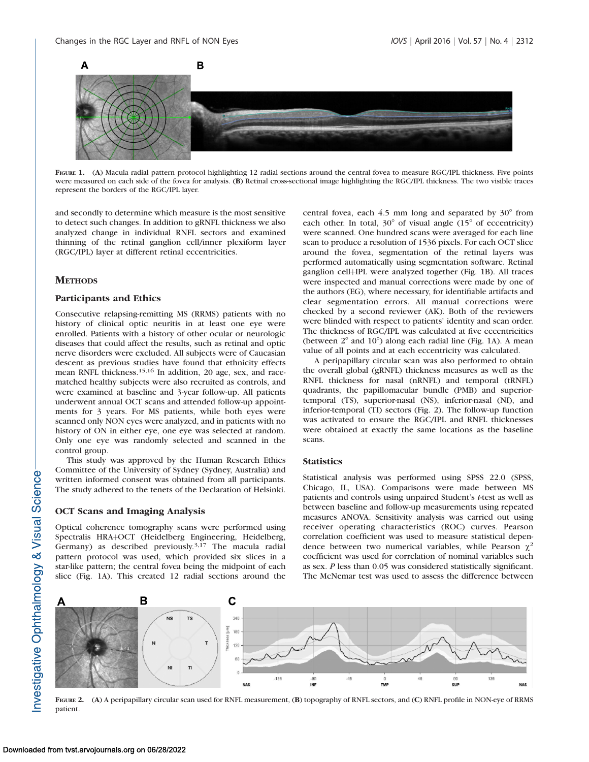FIGURE 1. (A) Macula radial pattern protocol highlighting 12 radial sections around the central fovea to measure RGC/IPL thickness. Five points were measured on each side of the fovea for analysis. (B) Retinal cross-sectional image highlighting the RGC/IPL thickness. The two visible traces represent the borders of the RGC/IPL layer.

and secondly to determine which measure is the most sensitive to detect such changes. In addition to gRNFL thickness we also analyzed change in individual RNFL sectors and examined thinning of the retinal ganglion cell/inner plexiform layer (RGC/IPL) layer at different retinal eccentricities.

## METHODS

### Participants and Ethics

Consecutive relapsing-remitting MS (RRMS) patients with no history of clinical optic neuritis in at least one eye were enrolled. Patients with a history of other ocular or neurologic diseases that could affect the results, such as retinal and optic nerve disorders were excluded. All subjects were of Caucasian descent as previous studies have found that ethnicity effects mean RNFL thickness.[15,16] In addition, 20 age, sex, and race-matched healthy subjects were also recruited as controls, and were examined at baseline and 3-year follow-up. All patients underwent annual OCT scans and attended follow-up appointments for 3 years. For MS patients, while both eyes were scanned only NON eyes were analyzed, and in patients with no history of ON in either eye, one eye was selected at random. Only one eye was randomly selected and scanned in the control group.

This study was approved by the Human Research Ethics Committee of the University of Sydney (Sydney, Australia) and written informed consent was obtained from all participants. The study adhered to the tenets of the Declaration of Helsinki.

### OCT Scans and Imaging Analysis

Optical coherence tomography scans were performed using Spectralis HRA+OCT (Heidelberg Engineering, Heidelberg, Germany) as described previously.[3,17] The macula radial pattern protocol was used, which provided six slices in a star-like pattern; the central fovea being the midpoint of each slice (Fig. 1A). This created 12 radial sections around the central fovea, each 4.5 mm long and separated by 30° from each other. In total, 30° of visual angle (15° of eccentricity) were scanned. One hundred scans were averaged for each line scan to produce a resolution of 1536 pixels. For each OCT slice around the fovea, segmentation of the retinal layers was performed automatically using segmentation software. Retinal ganglion cell+IPL were analyzed together (Fig. 1B). All traces were inspected and manual corrections were made by one of the authors (EG), where necessary, for identifiable artifacts and clear segmentation errors. All manual corrections were checked by a second reviewer (AK). Both of the reviewers were blinded with respect to patients' identity and scan order. The thickness of RGC/IPL was calculated at five eccentricities (between 2° and 10°) along each radial line (Fig. 1A). A mean value of all points and at each eccentricity was calculated.

A peripapillary circular scan was also performed to obtain the overall global (gRNFL) thickness measures as well as the RNFL thickness for nasal (nRNFL) and temporal (tRNFL) quadrants, the papillomacular bundle (PMB) and superior-temporal (TS), superior-nasal (NS), inferior-nasal (NI), and inferior-temporal (TI) sectors (Fig. 2). The follow-up function was activated to ensure the RGC/IPL and RNFL thicknesses were obtained at exactly the same locations as the baseline scans.

### Statistics

Statistical analysis was performed using SPSS 22.0 (SPSS, Chicago, IL, USA). Comparisons were made between MS patients and controls using unpaired Student's *t*-test as well as between baseline and follow-up measurements using repeated measures ANOVA. Sensitivity analysis was carried out using receiver operating characteristics (ROC) curves. Pearson correlation coefficient was used to measure statistical dependence between two numerical variables, while Pearson $\chi^2$ coefficient was used for correlation of nominal variables such as sex. *P* less than 0.05 was considered statistically significant. The McNemar test was used to assess the difference between

FIGURE 2. (A) A peripapillary circular scan used for RNFL measurement, (B) topography of RNFL sectors, and (C) RNFL profile in NON-eye of RRMS patient.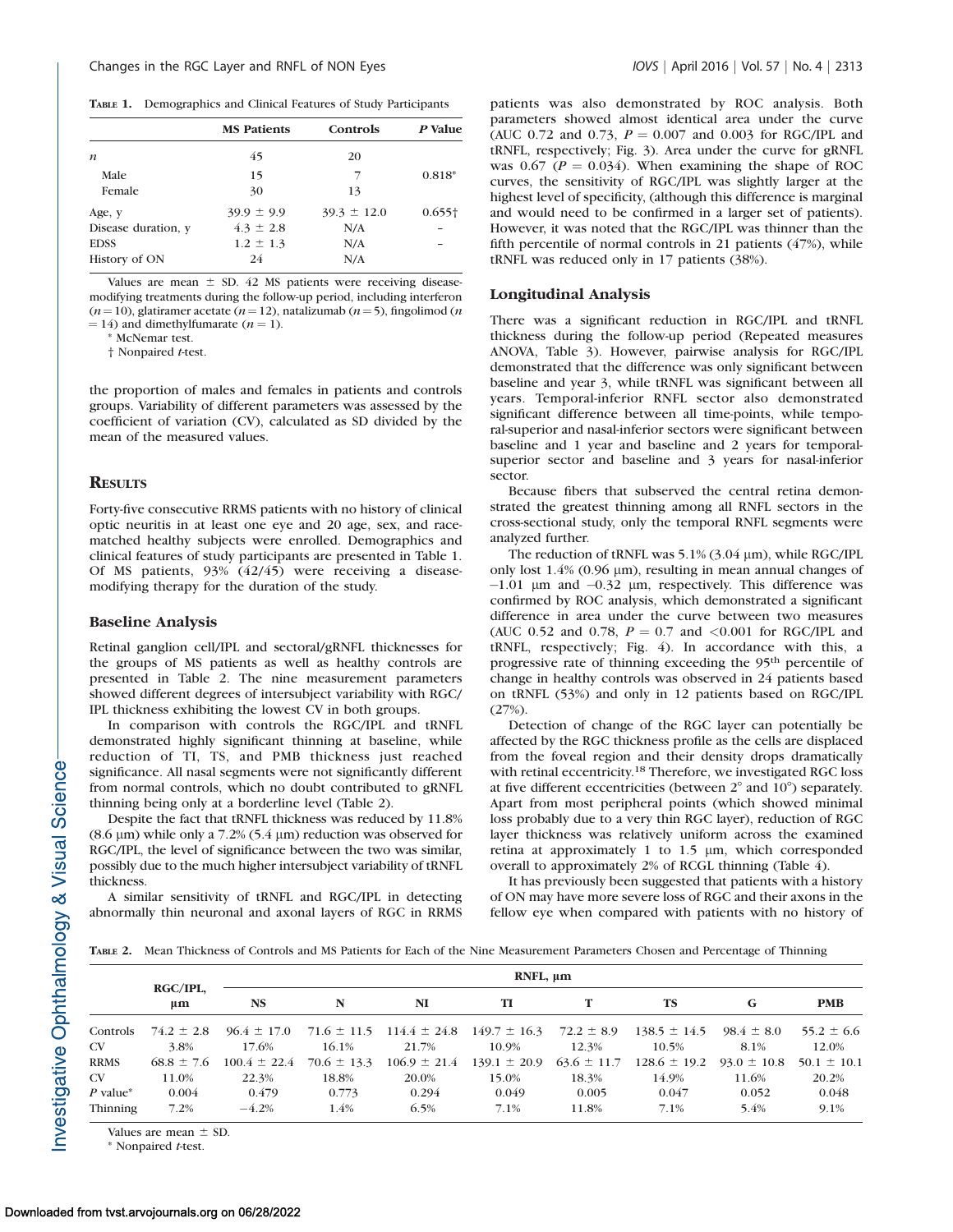**TABLE 1.** Demographics and Clinical Features of Study Participants

| | MS Patients | Controls | P Value |
|---|---|---|---|
| *n* | 45 | 20 | |
| Male | 15 | 7 | 0.818* |
| Female | 30 | 13 | |
| Age, y | 39.9 ± 9.9 | 39.3 ± 12.0 | 0.655† |
| Disease duration, y | 4.3 ± 2.8 | N/A | – |
| EDSS | 1.2 ± 1.3 | N/A | – |
| History of ON | 24 | N/A | |

Values are mean ± SD. 42 MS patients were receiving disease-modifying treatments during the follow-up period, including interferon ($n = 10$), glatiramer acetate ($n = 12$), natalizumab ($n = 5$), fingolimod ($n = 14$) and dimethylfumarate ($n = 1$).

\* McNemar test.

† Nonpaired *t*-test.

the proportion of males and females in patients and controls groups. Variability of different parameters was assessed by the coefficient of variation (CV), calculated as SD divided by the mean of the measured values.

## RESULTS

Forty-five consecutive RRMS patients with no history of clinical optic neuritis in at least one eye and 20 age, sex, and race-matched healthy subjects were enrolled. Demographics and clinical features of study participants are presented in Table 1. Of MS patients, 93% (42/45) were receiving a disease-modifying therapy for the duration of the study.

### Baseline Analysis

Retinal ganglion cell/IPL and sectoral/gRNFL thicknesses for the groups of MS patients as well as healthy controls are presented in Table 2. The nine measurement parameters showed different degrees of intersubject variability with RGC/IPL thickness exhibiting the lowest CV in both groups.

In comparison with controls the RGC/IPL and tRNFL demonstrated highly significant thinning at baseline, while reduction of TI, TS, and PMB thickness just reached significance. All nasal segments were not significantly different from normal controls, which no doubt contributed to gRNFL thinning being only at a borderline level (Table 2).

Despite the fact that tRNFL thickness was reduced by 11.8% (8.6 μm) while only a 7.2% (5.4 μm) reduction was observed for RGC/IPL, the level of significance between the two was similar, possibly due to the much higher intersubject variability of tRNFL thickness.

A similar sensitivity of tRNFL and RGC/IPL in detecting abnormally thin neuronal and axonal layers of RGC in RRMS patients was also demonstrated by ROC analysis. Both parameters showed almost identical area under the curve (AUC 0.72 and 0.73, $P = 0.007$ and 0.003 for RGC/IPL and tRNFL, respectively; Fig. 3). Area under the curve for gRNFL was 0.67 ($P = 0.034$). When examining the shape of ROC curves, the sensitivity of RGC/IPL was slightly larger at the highest level of specificity, (although this difference is marginal and would need to be confirmed in a larger set of patients). However, it was noted that the RGC/IPL was thinner than the fifth percentile of normal controls in 21 patients (47%), while tRNFL was reduced only in 17 patients (38%).

### Longitudinal Analysis

There was a significant reduction in RGC/IPL and tRNFL thickness during the follow-up period (Repeated measures ANOVA, Table 3). However, pairwise analysis for RGC/IPL demonstrated that the difference was only significant between baseline and year 3, while tRNFL was significant between all years. Temporal-inferior RNFL sector also demonstrated significant difference between all time-points, while temporal-superior and nasal-inferior sectors were significant between baseline and 1 year and baseline and 2 years for temporal-superior sector and baseline and 3 years for nasal-inferior sector.

Because fibers that subserved the central retina demonstrated the greatest thinning among all RNFL sectors in the cross-sectional study, only the temporal RNFL segments were analyzed further.

The reduction of tRNFL was 5.1% (3.04 μm), while RGC/IPL only lost 1.4% (0.96 μm), resulting in mean annual changes of −1.01 μm and −0.32 μm, respectively. This difference was confirmed by ROC analysis, which demonstrated a significant difference in area under the curve between two measures (AUC 0.52 and 0.78, $P = 0.7$ and $<0.001$ for RGC/IPL and tRNFL, respectively; Fig. 4). In accordance with this, a progressive rate of thinning exceeding the 95th percentile of change in healthy controls was observed in 24 patients based on tRNFL (53%) and only in 12 patients based on RGC/IPL (27%).

Detection of change of the RGC layer can potentially be affected by the RGC thickness profile as the cells are displaced from the foveal region and their density drops dramatically with retinal eccentricity.[18] Therefore, we investigated RGC loss at five different eccentricities (between 2° and 10°) separately. Apart from most peripheral points (which showed minimal loss probably due to a very thin RGC layer), reduction of RGC layer thickness was relatively uniform across the examined retina at approximately 1 to 1.5 μm, which corresponded overall to approximately 2% of RCGL thinning (Table 4).

It has previously been suggested that patients with a history of ON may have more severe loss of RGC and their axons in the fellow eye when compared with patients with no history of

**TABLE 2.** Mean Thickness of Controls and MS Patients for Each of the Nine Measurement Parameters Chosen and Percentage of Thinning

| | RGC/IPL, μm | RNFL, μm | | | | | | | |
|---|---|---|---|---|---|---|---|---|---|
| | | NS | N | NI | TI | T | TS | G | PMB |
| Controls | 74.2 ± 2.8 | 96.4 ± 17.0 | 71.6 ± 11.5 | 114.4 ± 24.8 | 149.7 ± 16.3 | 72.2 ± 8.9 | 138.5 ± 14.5 | 98.4 ± 8.0 | 55.2 ± 6.6 |
| CV | 3.8% | 17.6% | 16.1% | 21.7% | 10.9% | 12.3% | 10.5% | 8.1% | 12.0% |
| RRMS | 68.8 ± 7.6 | 100.4 ± 22.4 | 70.6 ± 13.3 | 106.9 ± 21.4 | 139.1 ± 20.9 | 63.6 ± 11.7 | 128.6 ± 19.2 | 93.0 ± 10.8 | 50.1 ± 10.1 |
| CV | 11.0% | 22.3% | 18.8% | 20.0% | 15.0% | 18.3% | 14.9% | 11.6% | 20.2% |
| *P* value* | 0.004 | 0.479 | 0.773 | 0.294 | 0.049 | 0.005 | 0.047 | 0.052 | 0.048 |
| Thinning | 7.2% | −4.2% | 1.4% | 6.5% | 7.1% | 11.8% | 7.1% | 5.4% | 9.1% |

Values are mean ± SD.

\* Nonpaired *t*-test.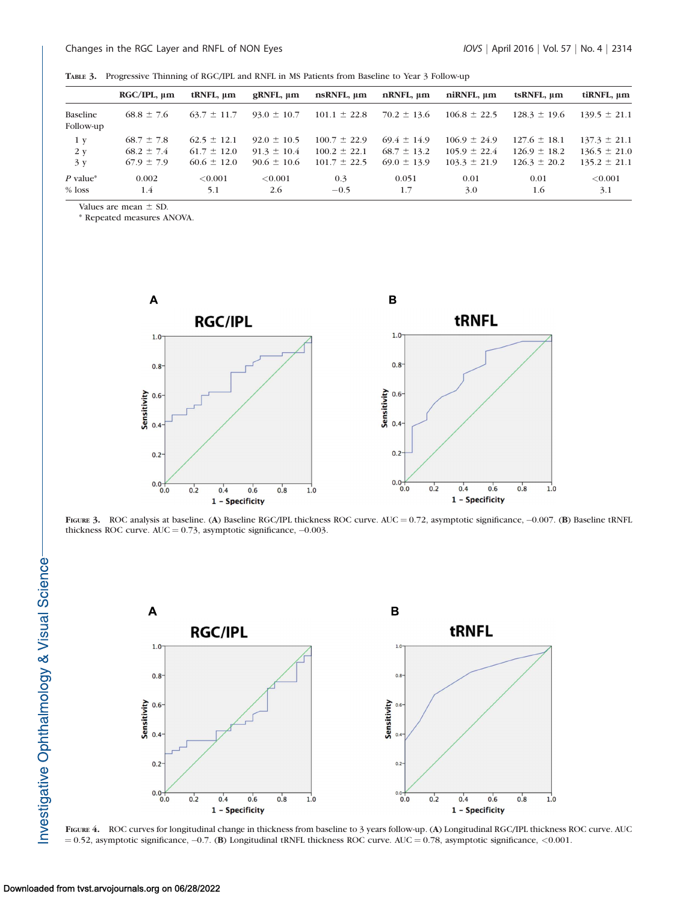Table 3. Progressive Thinning of RGC/IPL and RNFL in MS Patients from Baseline to Year 3 Follow-up

| | RGC/IPL, μm | tRNFL, μm | gRNFL, μm | nsRNFL, μm | nRNFL, μm | niRNFL, μm | tsRNFL, μm | tiRNFL, μm |
|---|---|---|---|---|---|---|---|---|
| Baseline | 68.8 ± 7.6 | 63.7 ± 11.7 | 93.0 ± 10.7 | 101.1 ± 22.8 | 70.2 ± 13.6 | 106.8 ± 22.5 | 128.3 ± 19.6 | 139.5 ± 21.1 |
| Follow-up | | | | | | | | |
| 1 y | 68.7 ± 7.8 | 62.5 ± 12.1 | 92.0 ± 10.5 | 100.7 ± 22.9 | 69.4 ± 14.9 | 106.9 ± 24.9 | 127.6 ± 18.1 | 137.3 ± 21.1 |
| 2 y | 68.2 ± 7.4 | 61.7 ± 12.0 | 91.3 ± 10.4 | 100.2 ± 22.1 | 68.7 ± 13.2 | 105.9 ± 22.4 | 126.9 ± 18.2 | 136.5 ± 21.0 |
| 3 y | 67.9 ± 7.9 | 60.6 ± 12.0 | 90.6 ± 10.6 | 101.7 ± 22.5 | 69.0 ± 13.9 | 103.3 ± 21.9 | 126.3 ± 20.2 | 135.2 ± 21.1 |
| P value* | 0.002 | <0.001 | <0.001 | 0.3 | 0.051 | 0.01 | 0.01 | <0.001 |
| % loss | 1.4 | 5.1 | 2.6 | −0.5 | 1.7 | 3.0 | 1.6 | 3.1 |

Values are mean ± SD.

\* Repeated measures ANOVA.

Figure 3. ROC analysis at baseline. (A) Baseline RGC/IPL thickness ROC curve. AUC = 0.72, asymptotic significance, –0.007. (B) Baseline tRNFL thickness ROC curve. AUC = 0.73, asymptotic significance, –0.003.

Figure 4. ROC curves for longitudinal change in thickness from baseline to 3 years follow-up. (A) Longitudinal RGC/IPL thickness ROC curve. AUC = 0.52, asymptotic significance, –0.7. (B) Longitudinal tRNFL thickness ROC curve. AUC = 0.78, asymptotic significance, <0.001.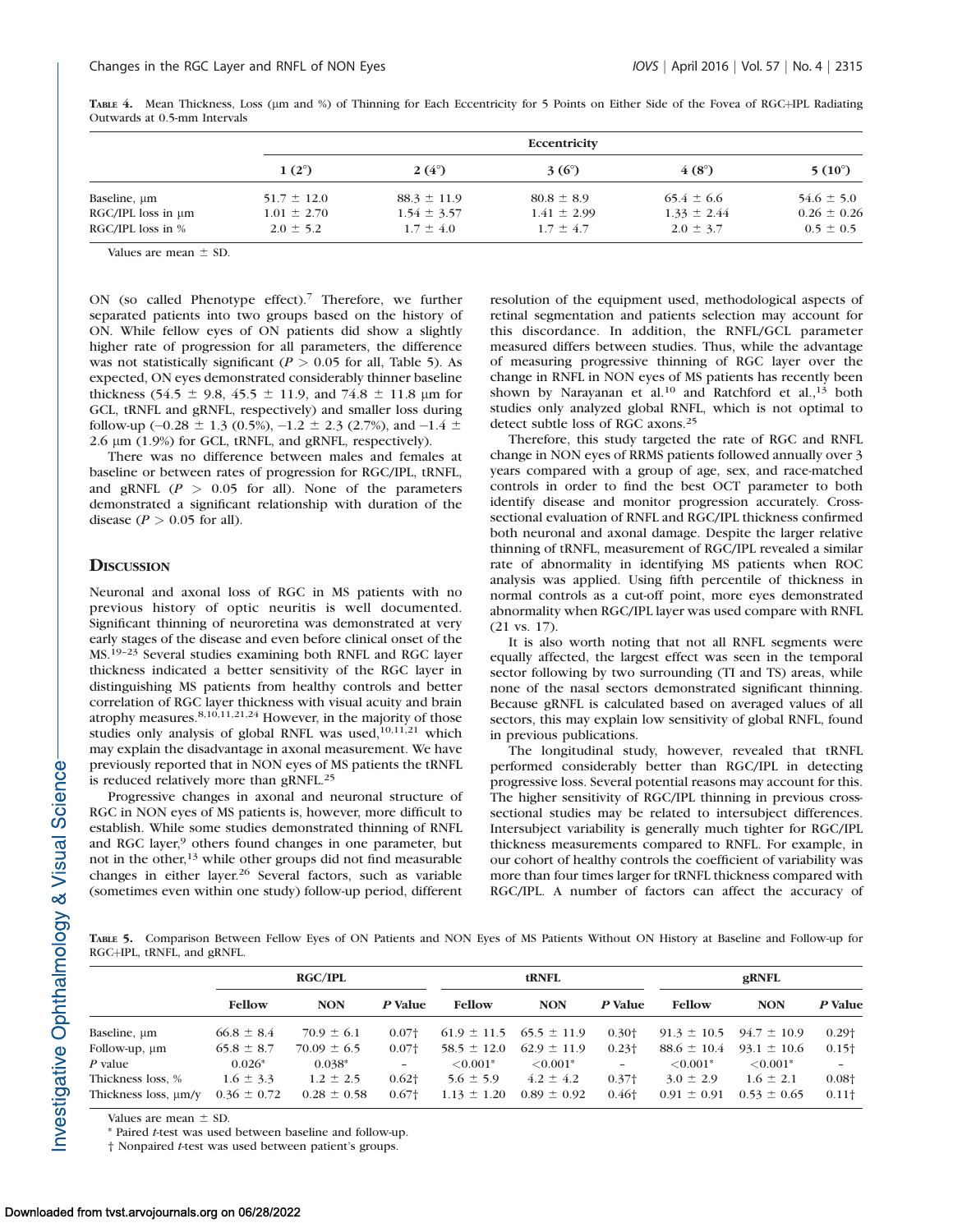**TABLE 4.** Mean Thickness, Loss (µm and %) of Thinning for Each Eccentricity for 5 Points on Either Side of the Fovea of RGC+IPL Radiating Outwards at 0.5-mm Intervals

| | Eccentricity | | | | |
|---|---|---|---|---|---|
| | 1 (2°) | 2 (4°) | 3 (6°) | 4 (8°) | 5 (10°) |
| Baseline, µm | 51.7 ± 12.0 | 88.3 ± 11.9 | 80.8 ± 8.9 | 65.4 ± 6.6 | 54.6 ± 5.0 |
| RGC/IPL loss in µm | 1.01 ± 2.70 | 1.54 ± 3.57 | 1.41 ± 2.99 | 1.33 ± 2.44 | 0.26 ± 0.26 |
| RGC/IPL loss in % | 2.0 ± 5.2 | 1.7 ± 4.0 | 1.7 ± 4.7 | 2.0 ± 3.7 | 0.5 ± 0.5 |

Values are mean ± SD.

ON (so called Phenotype effect).[7] Therefore, we further separated patients into two groups based on the history of ON. While fellow eyes of ON patients did show a slightly higher rate of progression for all parameters, the difference was not statistically significant ($P > 0.05$ for all, Table 5). As expected, ON eyes demonstrated considerably thinner baseline thickness (54.5 ± 9.8, 45.5 ± 11.9, and 74.8 ± 11.8 µm for GCL, tRNFL and gRNFL, respectively) and smaller loss during follow-up (−0.28 ± 1.3 (0.5%), −1.2 ± 2.3 (2.7%), and −1.4 ± 2.6 µm (1.9%) for GCL, tRNFL, and gRNFL, respectively).

There was no difference between males and females at baseline or between rates of progression for RGC/IPL, tRNFL, and gRNFL ($P > 0.05$ for all). None of the parameters demonstrated a significant relationship with duration of the disease ($P > 0.05$ for all).

## DISCUSSION

Neuronal and axonal loss of RGC in MS patients with no previous history of optic neuritis is well documented. Significant thinning of neuroretina was demonstrated at very early stages of the disease and even before clinical onset of the MS.[19–23] Several studies examining both RNFL and RGC layer thickness indicated a better sensitivity of the RGC layer in distinguishing MS patients from healthy controls and better correlation of RGC layer thickness with visual acuity and brain atrophy measures.[8,10,11,21,24] However, in the majority of those studies only analysis of global RNFL was used,[10,11,21] which may explain the disadvantage in axonal measurement. We have previously reported that in NON eyes of MS patients the tRNFL is reduced relatively more than gRNFL.[25]

Progressive changes in axonal and neuronal structure of RGC in NON eyes of MS patients is, however, more difficult to establish. While some studies demonstrated thinning of RNFL and RGC layer,[9] others found changes in one parameter, but not in the other,[13] while other groups did not find measurable changes in either layer.[26] Several factors, such as variable (sometimes even within one study) follow-up period, different resolution of the equipment used, methodological aspects of retinal segmentation and patients selection may account for this discordance. In addition, the RNFL/GCL parameter measured differs between studies. Thus, while the advantage of measuring progressive thinning of RGC layer over the change in RNFL in NON eyes of MS patients has recently been shown by Narayanan et al.[10] and Ratchford et al.,[13] both studies only analyzed global RNFL, which is not optimal to detect subtle loss of RGC axons.[25]

Therefore, this study targeted the rate of RGC and RNFL change in NON eyes of RRMS patients followed annually over 3 years compared with a group of age, sex, and race-matched controls in order to find the best OCT parameter to both identify disease and monitor progression accurately. Cross-sectional evaluation of RNFL and RGC/IPL thickness confirmed both neuronal and axonal damage. Despite the larger relative thinning of tRNFL, measurement of RGC/IPL revealed a similar rate of abnormality in identifying MS patients when ROC analysis was applied. Using fifth percentile of thickness in normal controls as a cut-off point, more eyes demonstrated abnormality when RGC/IPL layer was used compare with RNFL (21 vs. 17).

It is also worth noting that not all RNFL segments were equally affected, the largest effect was seen in the temporal sector following by two surrounding (TI and TS) areas, while none of the nasal sectors demonstrated significant thinning. Because gRNFL is calculated based on averaged values of all sectors, this may explain low sensitivity of global RNFL, found in previous publications.

The longitudinal study, however, revealed that tRNFL performed considerably better than RGC/IPL in detecting progressive loss. Several potential reasons may account for this. The higher sensitivity of RGC/IPL thinning in previous cross-sectional studies may be related to intersubject differences. Intersubject variability is generally much tighter for RGC/IPL thickness measurements compared to RNFL. For example, in our cohort of healthy controls the coefficient of variability was more than four times larger for tRNFL thickness compared with RGC/IPL. A number of factors can affect the accuracy of

**TABLE 5.** Comparison Between Fellow Eyes of ON Patients and NON Eyes of MS Patients Without ON History at Baseline and Follow-up for RGC+IPL, tRNFL, and gRNFL.

| | RGC/IPL | | | tRNFL | | | gRNFL | | |
|---|---|---|---|---|---|---|---|---|---|
| | Fellow | NON | *P* Value | Fellow | NON | *P* Value | Fellow | NON | *P* Value |
| Baseline, µm | 66.8 ± 8.4 | 70.9 ± 6.1 | 0.07† | 61.9 ± 11.5 | 65.5 ± 11.9 | 0.30† | 91.3 ± 10.5 | 94.7 ± 10.9 | 0.29† |
| Follow-up, µm | 65.8 ± 8.7 | 70.09 ± 6.5 | 0.07† | 58.5 ± 12.0 | 62.9 ± 11.9 | 0.23† | 88.6 ± 10.4 | 93.1 ± 10.6 | 0.15† |
| *P* value | 0.026* | 0.038* | – | <0.001* | <0.001* | – | <0.001* | <0.001* | – |
| Thickness loss, % | 1.6 ± 3.3 | 1.2 ± 2.5 | 0.62† | 5.6 ± 5.9 | 4.2 ± 4.2 | 0.37† | 3.0 ± 2.9 | 1.6 ± 2.1 | 0.08† |
| Thickness loss, µm/y | 0.36 ± 0.72 | 0.28 ± 0.58 | 0.67† | 1.13 ± 1.20 | 0.89 ± 0.92 | 0.46† | 0.91 ± 0.91 | 0.53 ± 0.65 | 0.11† |

Values are mean ± SD.

\* Paired *t*-test was used between baseline and follow-up.

† Nonpaired *t*-test was used between patient's groups.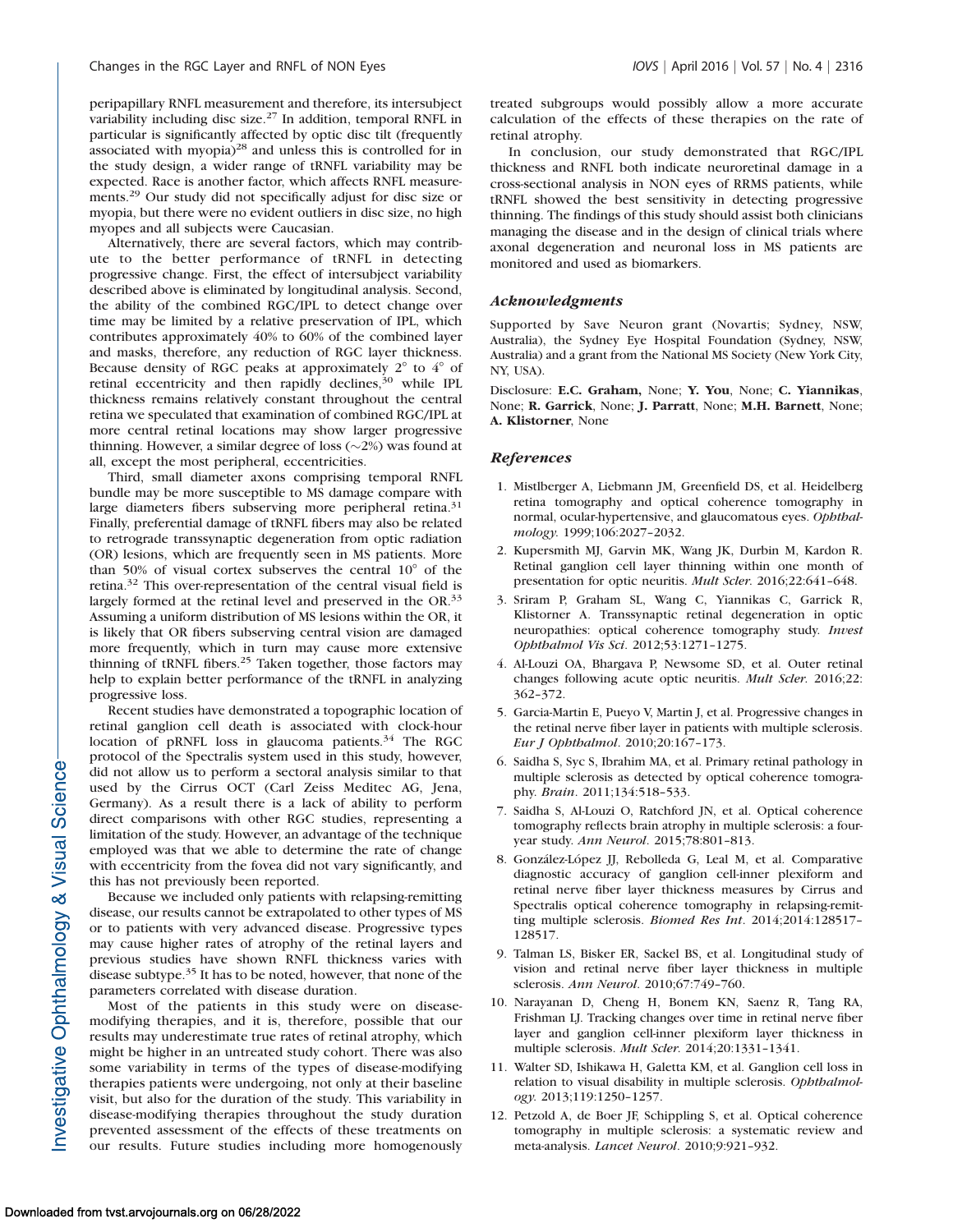peripapillary RNFL measurement and therefore, its intersubject variability including disc size.[27] In addition, temporal RNFL in particular is significantly affected by optic disc tilt (frequently associated with myopia)[28] and unless this is controlled for in the study design, a wider range of tRNFL variability may be expected. Race is another factor, which affects RNFL measurements.[29] Our study did not specifically adjust for disc size or myopia, but there were no evident outliers in disc size, no high myopes and all subjects were Caucasian.

Alternatively, there are several factors, which may contribute to the better performance of tRNFL in detecting progressive change. First, the effect of intersubject variability described above is eliminated by longitudinal analysis. Second, the ability of the combined RGC/IPL to detect change over time may be limited by a relative preservation of IPL, which contributes approximately 40% to 60% of the combined layer and masks, therefore, any reduction of RGC layer thickness. Because density of RGC peaks at approximately 2° to 4° of retinal eccentricity and then rapidly declines,[30] while IPL thickness remains relatively constant throughout the central retina we speculated that examination of combined RGC/IPL at more central retinal locations may show larger progressive thinning. However, a similar degree of loss (~2%) was found at all, except the most peripheral, eccentricities.

Third, small diameter axons comprising temporal RNFL bundle may be more susceptible to MS damage compare with large diameters fibers subserving more peripheral retina.[31] Finally, preferential damage of tRNFL fibers may also be related to retrograde transsynaptic degeneration from optic radiation (OR) lesions, which are frequently seen in MS patients. More than 50% of visual cortex subserves the central 10° of the retina.[32] This over-representation of the central visual field is largely formed at the retinal level and preserved in the OR.[33] Assuming a uniform distribution of MS lesions within the OR, it is likely that OR fibers subserving central vision are damaged more frequently, which in turn may cause more extensive thinning of tRNFL fibers.[25] Taken together, those factors may help to explain better performance of the tRNFL in analyzing progressive loss.

Recent studies have demonstrated a topographic location of retinal ganglion cell death is associated with clock-hour location of pRNFL loss in glaucoma patients.[34] The RGC protocol of the Spectralis system used in this study, however, did not allow us to perform a sectoral analysis similar to that used by the Cirrus OCT (Carl Zeiss Meditec AG, Jena, Germany). As a result there is a lack of ability to perform direct comparisons with other RGC studies, representing a limitation of the study. However, an advantage of the technique employed was that we able to determine the rate of change with eccentricity from the fovea did not vary significantly, and this has not previously been reported.

Because we included only patients with relapsing-remitting disease, our results cannot be extrapolated to other types of MS or to patients with very advanced disease. Progressive types may cause higher rates of atrophy of the retinal layers and previous studies have shown RNFL thickness varies with disease subtype.[35] It has to be noted, however, that none of the parameters correlated with disease duration.

Most of the patients in this study were on disease-modifying therapies, and it is, therefore, possible that our results may underestimate true rates of retinal atrophy, which might be higher in an untreated study cohort. There was also some variability in terms of the types of disease-modifying therapies patients were undergoing, not only at their baseline visit, but also for the duration of the study. This variability in disease-modifying therapies throughout the study duration prevented assessment of the effects of these treatments on our results. Future studies including more homogenously treated subgroups would possibly allow a more accurate calculation of the effects of these therapies on the rate of retinal atrophy.

In conclusion, our study demonstrated that RGC/IPL thickness and RNFL both indicate neuroretinal damage in a cross-sectional analysis in NON eyes of RRMS patients, while tRNFL showed the best sensitivity in detecting progressive thinning. The findings of this study should assist both clinicians managing the disease and in the design of clinical trials where axonal degeneration and neuronal loss in MS patients are monitored and used as biomarkers.

## *Acknowledgments*

Supported by Save Neuron grant (Novartis; Sydney, NSW, Australia), the Sydney Eye Hospital Foundation (Sydney, NSW, Australia) and a grant from the National MS Society (New York City, NY, USA).

Disclosure: **E.C. Graham,** None; **Y. You**, None; **C. Yiannikas**, None; **R. Garrick**, None; **J. Parratt**, None; **M.H. Barnett**, None; **A. Klistorner**, None

## *References*

1. Mistlberger A, Liebmann JM, Greenfield DS, et al. Heidelberg retina tomography and optical coherence tomography in normal, ocular-hypertensive, and glaucomatous eyes. *Ophthalmology.* 1999;106:2027–2032.
2. Kupersmith MJ, Garvin MK, Wang JK, Durbin M, Kardon R. Retinal ganglion cell layer thinning within one month of presentation for optic neuritis. *Mult Scler.* 2016;22:641–648.
3. Sriram P, Graham SL, Wang C, Yiannikas C, Garrick R, Klistorner A. Transsynaptic retinal degeneration in optic neuropathies: optical coherence tomography study. *Invest Ophthalmol Vis Sci*. 2012;53:1271–1275.
4. Al-Louzi OA, Bhargava P, Newsome SD, et al. Outer retinal changes following acute optic neuritis. *Mult Scler.* 2016;22: 362–372.
5. Garcia-Martin E, Pueyo V, Martin J, et al. Progressive changes in the retinal nerve fiber layer in patients with multiple sclerosis. *Eur J Ophthalmol*. 2010;20:167–173.
6. Saidha S, Syc S, Ibrahim MA, et al. Primary retinal pathology in multiple sclerosis as detected by optical coherence tomography. *Brain*. 2011;134:518–533.
7. Saidha S, Al-Louzi O, Ratchford JN, et al. Optical coherence tomography reflects brain atrophy in multiple sclerosis: a four-year study. *Ann Neurol*. 2015;78:801–813.
8. González-López JJ, Rebolleda G, Leal M, et al. Comparative diagnostic accuracy of ganglion cell-inner plexiform and retinal nerve fiber layer thickness measures by Cirrus and Spectralis optical coherence tomography in relapsing-remitting multiple sclerosis. *Biomed Res Int*. 2014;2014:128517–128517.
9. Talman LS, Bisker ER, Sackel BS, et al. Longitudinal study of vision and retinal nerve fiber layer thickness in multiple sclerosis. *Ann Neurol.* 2010;67:749–760.
10. Narayanan D, Cheng H, Bonem KN, Saenz R, Tang RA, Frishman LJ. Tracking changes over time in retinal nerve fiber layer and ganglion cell-inner plexiform layer thickness in multiple sclerosis. *Mult Scler.* 2014;20:1331–1341.
11. Walter SD, Ishikawa H, Galetta KM, et al. Ganglion cell loss in relation to visual disability in multiple sclerosis. *Ophthalmology.* 2013;119:1250–1257.
12. Petzold A, de Boer JF, Schippling S, et al. Optical coherence tomography in multiple sclerosis: a systematic review and meta-analysis. *Lancet Neurol*. 2010;9:921–932.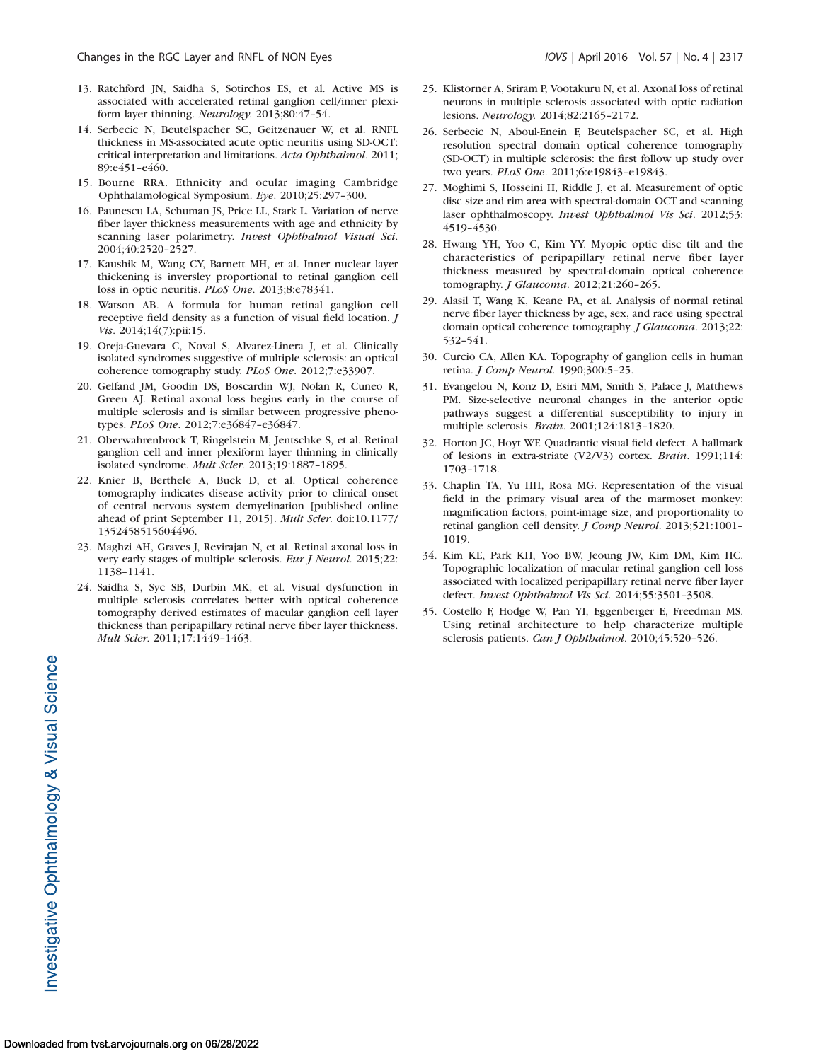13. Ratchford JN, Saidha S, Sotirchos ES, et al. Active MS is associated with accelerated retinal ganglion cell/inner plexiform layer thinning. *Neurology.* 2013;80:47–54.
14. Serbecic N, Beutelspacher SC, Geitzenauer W, et al. RNFL thickness in MS-associated acute optic neuritis using SD-OCT: critical interpretation and limitations. *Acta Ophthalmol*. 2011; 89:e451–e460.
15. Bourne RRA. Ethnicity and ocular imaging Cambridge Ophthalamological Symposium. *Eye*. 2010;25:297–300.
16. Paunescu LA, Schuman JS, Price LL, Stark L. Variation of nerve fiber layer thickness measurements with age and ethnicity by scanning laser polarimetry. *Invest Ophthalmol Visual Sci*. 2004;40:2520–2527.
17. Kaushik M, Wang CY, Barnett MH, et al. Inner nuclear layer thickening is inversley proportional to retinal ganglion cell loss in optic neuritis. *PLoS One*. 2013;8:e78341.
18. Watson AB. A formula for human retinal ganglion cell receptive field density as a function of visual field location. *J Vis*. 2014;14(7):pii:15.
19. Oreja-Guevara C, Noval S, Alvarez-Linera J, et al. Clinically isolated syndromes suggestive of multiple sclerosis: an optical coherence tomography study. *PLoS One*. 2012;7:e33907.
20. Gelfand JM, Goodin DS, Boscardin WJ, Nolan R, Cuneo R, Green AJ. Retinal axonal loss begins early in the course of multiple sclerosis and is similar between progressive phenotypes. *PLoS One*. 2012;7:e36847–e36847.
21. Oberwahrenbrock T, Ringelstein M, Jentschke S, et al. Retinal ganglion cell and inner plexiform layer thinning in clinically isolated syndrome. *Mult Scler*. 2013;19:1887–1895.
22. Knier B, Berthele A, Buck D, et al. Optical coherence tomography indicates disease activity prior to clinical onset of central nervous system demyelination [published online ahead of print September 11, 2015]. *Mult Scler*. doi:10.1177/1352458515604496.
23. Maghzi AH, Graves J, Revirajan N, et al. Retinal axonal loss in very early stages of multiple sclerosis. *Eur J Neurol*. 2015;22: 1138–1141.
24. Saidha S, Syc SB, Durbin MK, et al. Visual dysfunction in multiple sclerosis correlates better with optical coherence tomography derived estimates of macular ganglion cell layer thickness than peripapillary retinal nerve fiber layer thickness. *Mult Scler*. 2011;17:1449–1463.
25. Klistorner A, Sriram P, Vootakuru N, et al. Axonal loss of retinal neurons in multiple sclerosis associated with optic radiation lesions. *Neurology*. 2014;82:2165–2172.
26. Serbecic N, Aboul-Enein F, Beutelspacher SC, et al. High resolution spectral domain optical coherence tomography (SD-OCT) in multiple sclerosis: the first follow up study over two years. *PLoS One*. 2011;6:e19843–e19843.
27. Moghimi S, Hosseini H, Riddle J, et al. Measurement of optic disc size and rim area with spectral-domain OCT and scanning laser ophthalmoscopy. *Invest Ophthalmol Vis Sci*. 2012;53: 4519–4530.
28. Hwang YH, Yoo C, Kim YY. Myopic optic disc tilt and the characteristics of peripapillary retinal nerve fiber layer thickness measured by spectral-domain optical coherence tomography. *J Glaucoma*. 2012;21:260–265.
29. Alasil T, Wang K, Keane PA, et al. Analysis of normal retinal nerve fiber layer thickness by age, sex, and race using spectral domain optical coherence tomography. *J Glaucoma*. 2013;22: 532–541.
30. Curcio CA, Allen KA. Topography of ganglion cells in human retina. *J Comp Neurol*. 1990;300:5–25.
31. Evangelou N, Konz D, Esiri MM, Smith S, Palace J, Matthews PM. Size-selective neuronal changes in the anterior optic pathways suggest a differential susceptibility to injury in multiple sclerosis. *Brain*. 2001;124:1813–1820.
32. Horton JC, Hoyt WF. Quadrantic visual field defect. A hallmark of lesions in extra-striate (V2/V3) cortex. *Brain*. 1991;114: 1703–1718.
33. Chaplin TA, Yu HH, Rosa MG. Representation of the visual field in the primary visual area of the marmoset monkey: magnification factors, point-image size, and proportionality to retinal ganglion cell density. *J Comp Neurol*. 2013;521:1001–1019.
34. Kim KE, Park KH, Yoo BW, Jeoung JW, Kim DM, Kim HC. Topographic localization of macular retinal ganglion cell loss associated with localized peripapillary retinal nerve fiber layer defect. *Invest Ophthalmol Vis Sci*. 2014;55:3501–3508.
35. Costello F, Hodge W, Pan YI, Eggenberger E, Freedman MS. Using retinal architecture to help characterize multiple sclerosis patients. *Can J Ophthalmol*. 2010;45:520–526.